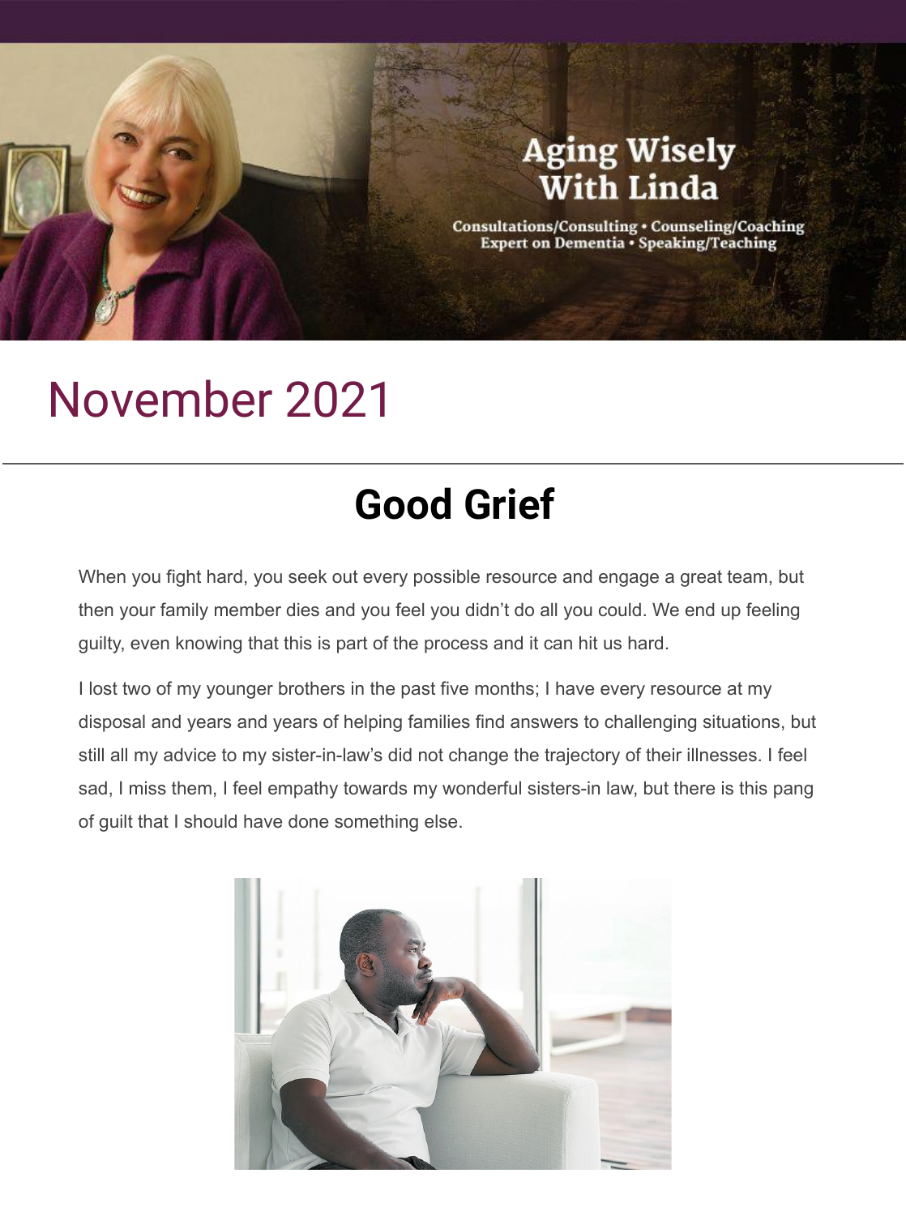Aging Wisely With Linda

Consultations/Consulting • Counseling/Coaching
Expert on Dementia • Speaking/Teaching

# November 2021

---

## Good Grief

When you fight hard, you seek out every possible resource and engage a great team, but then your family member dies and you feel you didn't do all you could. We end up feeling guilty, even knowing that this is part of the process and it can hit us hard.

I lost two of my younger brothers in the past five months; I have every resource at my disposal and years and years of helping families find answers to challenging situations, but still all my advice to my sister-in-law's did not change the trajectory of their illnesses. I feel sad, I miss them, I feel empathy towards my wonderful sisters-in law, but there is this pang of guilt that I should have done something else.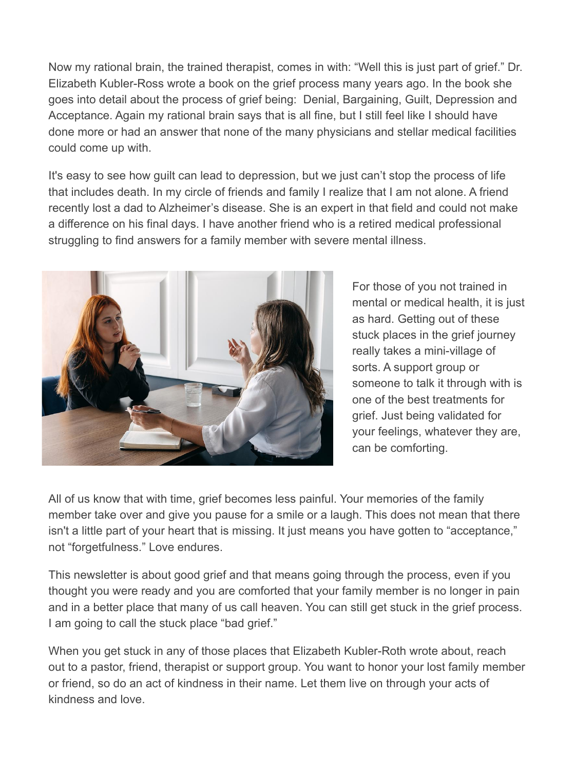Now my rational brain, the trained therapist, comes in with: "Well this is just part of grief." Dr. Elizabeth Kubler-Ross wrote a book on the grief process many years ago. In the book she goes into detail about the process of grief being:  Denial, Bargaining, Guilt, Depression and Acceptance. Again my rational brain says that is all fine, but I still feel like I should have done more or had an answer that none of the many physicians and stellar medical facilities could come up with.

It's easy to see how guilt can lead to depression, but we just can't stop the process of life that includes death. In my circle of friends and family I realize that I am not alone. A friend recently lost a dad to Alzheimer's disease. She is an expert in that field and could not make a difference on his final days. I have another friend who is a retired medical professional struggling to find answers for a family member with severe mental illness.

For those of you not trained in mental or medical health, it is just as hard. Getting out of these stuck places in the grief journey really takes a mini-village of sorts. A support group or someone to talk it through with is one of the best treatments for grief. Just being validated for your feelings, whatever they are, can be comforting.

All of us know that with time, grief becomes less painful. Your memories of the family member take over and give you pause for a smile or a laugh. This does not mean that there isn't a little part of your heart that is missing. It just means you have gotten to "acceptance," not "forgetfulness." Love endures.

This newsletter is about good grief and that means going through the process, even if you thought you were ready and you are comforted that your family member is no longer in pain and in a better place that many of us call heaven. You can still get stuck in the grief process. I am going to call the stuck place "bad grief."

When you get stuck in any of those places that Elizabeth Kubler-Roth wrote about, reach out to a pastor, friend, therapist or support group. You want to honor your lost family member or friend, so do an act of kindness in their name. Let them live on through your acts of kindness and love.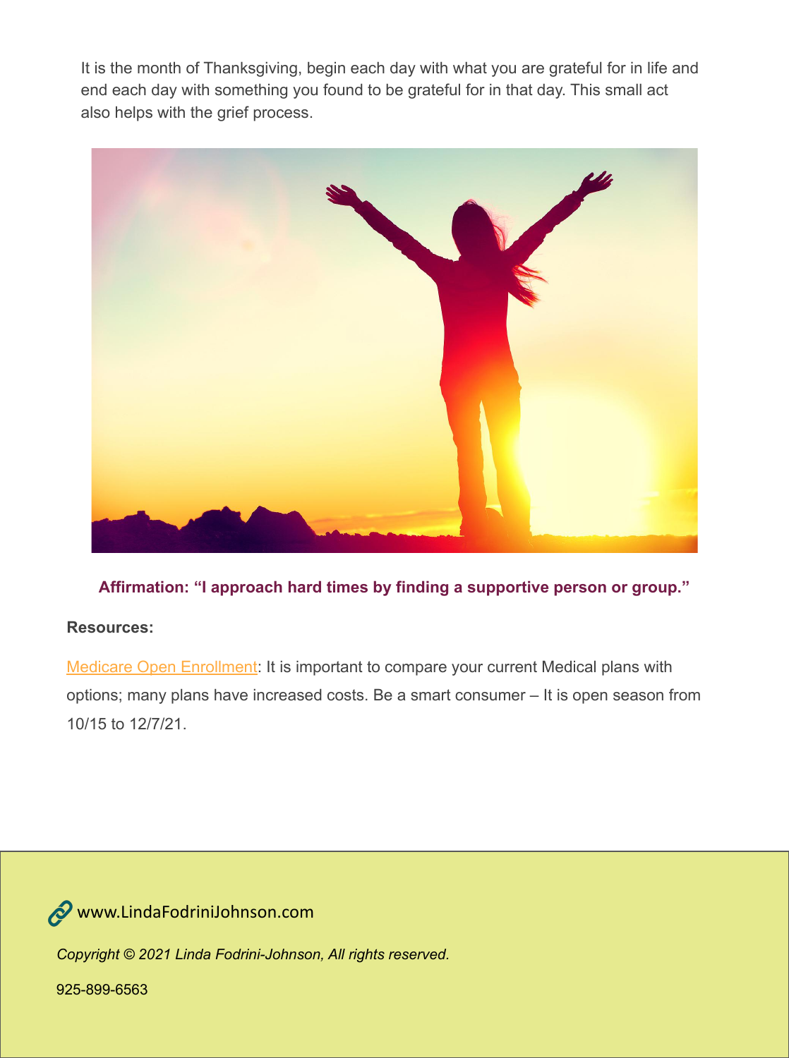It is the month of Thanksgiving, begin each day with what you are grateful for in life and end each day with something you found to be grateful for in that day. This small act also helps with the grief process.

**Affirmation: "I approach hard times by finding a supportive person or group."**

**Resources:**

Medicare Open Enrollment: It is important to compare your current Medical plans with options; many plans have increased costs. Be a smart consumer – It is open season from 10/15 to 12/7/21.

www.LindaFodriniJohnson.com

*Copyright © 2021 Linda Fodrini-Johnson, All rights reserved.*

925-899-6563